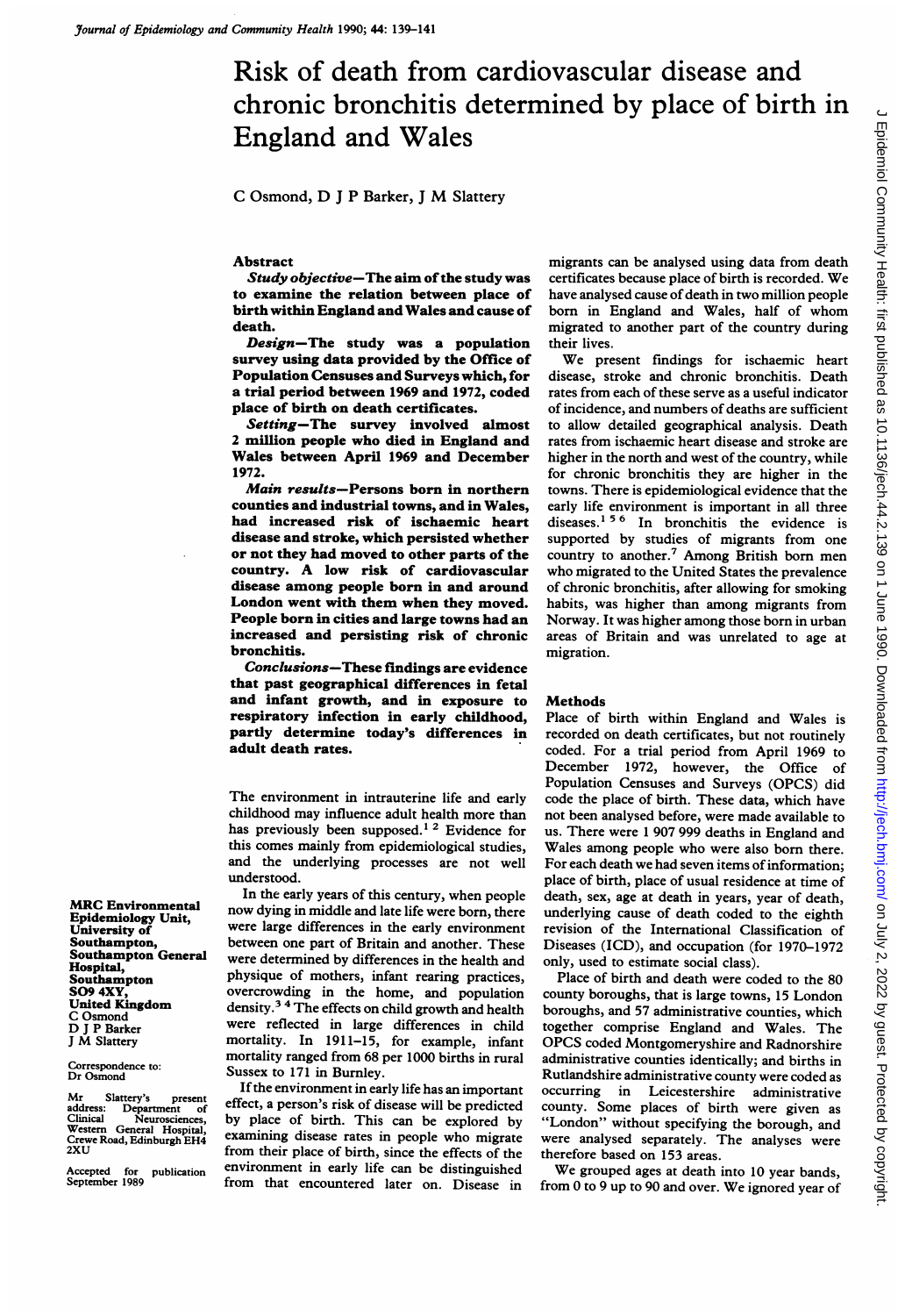# Risk of death from cardiovascular disease and chronic bronchitis determined by place of birth in England and Wales

C Osmond, D J P Barker, J M Slattery

MRC Environmental Epidemiology Unit, University of Southampton, Southampton General Hospital, Southampton SO9 4XY, United Kingdom
C Osmond
D J P Barker
J M Slattery

Correspondence to: Dr Osmond

Mr Slattery's present address: Department of Clinical Neurosciences, Western General Hospital, Crewe Road, Edinburgh EH4 2XU

Accepted for publication September 1989

## Abstract

*Study objective*—**The aim of the study was to examine the relation between place of birth within England and Wales and cause of death.**

*Design*—**The study was a population survey using data provided by the Office of Population Censuses and Surveys which, for a trial period between 1969 and 1972, coded place of birth on death certificates.**

*Setting*—**The survey involved almost 2 million people who died in England and Wales between April 1969 and December 1972.**

*Main results*—**Persons born in northern counties and industrial towns, and in Wales, had increased risk of ischaemic heart disease and stroke, which persisted whether or not they had moved to other parts of the country. A low risk of cardiovascular disease among people born in and around London went with them when they moved. People born in cities and large towns had an increased and persisting risk of chronic bronchitis.**

*Conclusions*—**These findings are evidence that past geographical differences in fetal and infant growth, and in exposure to respiratory infection in early childhood, partly determine today's differences in adult death rates.**

The environment in intrauterine life and early childhood may influence adult health more than has previously been supposed.[1 2] Evidence for this comes mainly from epidemiological studies, and the underlying processes are not well understood.

In the early years of this century, when people now dying in middle and late life were born, there were large differences in the early environment between one part of Britain and another. These were determined by differences in the health and physique of mothers, infant rearing practices, overcrowding in the home, and population density.[3 4] The effects on child growth and health were reflected in large differences in child mortality. In 1911–15, for example, infant mortality ranged from 68 per 1000 births in rural Sussex to 171 in Burnley.

If the environment in early life has an important effect, a person's risk of disease will be predicted by place of birth. This can be explored by examining disease rates in people who migrate from their place of birth, since the effects of the environment in early life can be distinguished from that encountered later on. Disease in migrants can be analysed using data from death certificates because place of birth is recorded. We have analysed cause of death in two million people born in England and Wales, half of whom migrated to another part of the country during their lives.

We present findings for ischaemic heart disease, stroke and chronic bronchitis. Death rates from each of these serve as a useful indicator of incidence, and numbers of deaths are sufficient to allow detailed geographical analysis. Death rates from ischaemic heart disease and stroke are higher in the north and west of the country, while for chronic bronchitis they are higher in the towns. There is epidemiological evidence that the early life environment is important in all three diseases.[1 5 6] In bronchitis the evidence is supported by studies of migrants from one country to another.[7] Among British born men who migrated to the United States the prevalence of chronic bronchitis, after allowing for smoking habits, was higher than among migrants from Norway. It was higher among those born in urban areas of Britain and was unrelated to age at migration.

## Methods

Place of birth within England and Wales is recorded on death certificates, but not routinely coded. For a trial period from April 1969 to December 1972, however, the Office of Population Censuses and Surveys (OPCS) did code the place of birth. These data, which have not been analysed before, were made available to us. There were 1 907 999 deaths in England and Wales among people who were also born there. For each death we had seven items of information; place of birth, place of usual residence at time of death, sex, age at death in years, year of death, underlying cause of death coded to the eighth revision of the International Classification of Diseases (ICD), and occupation (for 1970–1972 only, used to estimate social class).

Place of birth and death were coded to the 80 county boroughs, that is large towns, 15 London boroughs, and 57 administrative counties, which together comprise England and Wales. The OPCS coded Montgomeryshire and Radnorshire administrative counties identically; and births in Rutlandshire administrative county were coded as occurring in Leicestershire administrative county. Some places of birth were given as "London" without specifying the borough, and were analysed separately. The analyses were therefore based on 153 areas.

We grouped ages at death into 10 year bands, from 0 to 9 up to 90 and over. We ignored year of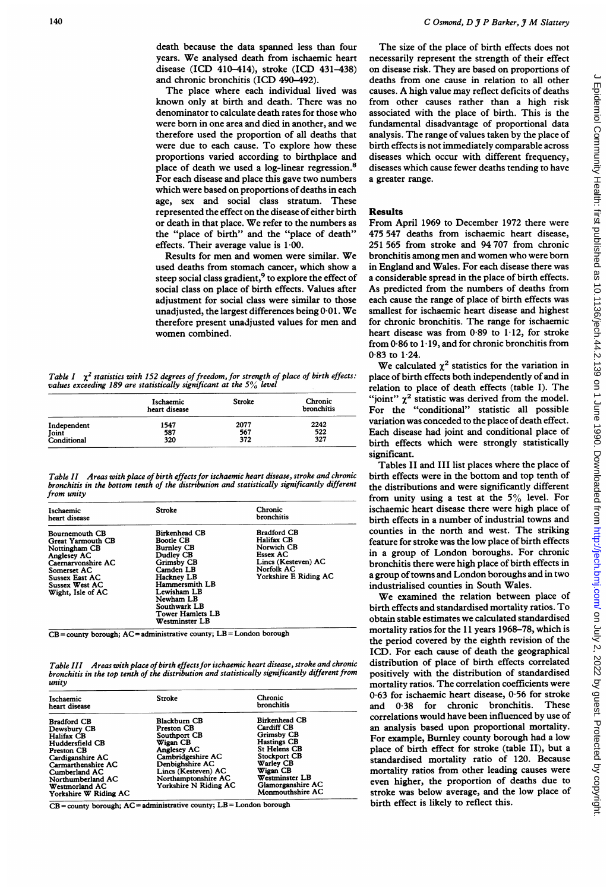death because the data spanned less than four years. We analysed death from ischaemic heart disease (ICD 410–414), stroke (ICD 431–438) and chronic bronchitis (ICD 490–492).

The place where each individual lived was known only at birth and death. There was no denominator to calculate death rates for those who were born in one area and died in another, and we therefore used the proportion of all deaths that were due to each cause. To explore how these proportions varied according to birthplace and place of death we used a log-linear regression.[8] For each disease and place this gave two numbers which were based on proportions of deaths in each age, sex and social class stratum. These represented the effect on the disease of either birth or death in that place. We refer to the numbers as the "place of birth" and the "place of death" effects. Their average value is 1·00.

Results for men and women were similar. We used deaths from stomach cancer, which show a steep social class gradient,[9] to explore the effect of social class on place of birth effects. Values after adjustment for social class were similar to those unadjusted, the largest differences being 0·01. We therefore present unadjusted values for men and women combined.

*Table I* $\chi^2$ *statistics with 152 degrees of freedom, for strength of place of birth effects: values exceeding 189 are statistically significant at the 5% level*

| | Ischaemic heart disease | Stroke | Chronic bronchitis |
|---|---|---|---|
| Independent | 1547 | 2077 | 2242 |
| Joint | 587 | 567 | 522 |
| Conditional | 320 | 372 | 327 |

*Table II Areas with place of birth effects for ischaemic heart disease, stroke and chronic bronchitis in the bottom tenth of the distribution and statistically significantly different from unity*

| Ischaemic heart disease | Stroke | Chronic bronchitis |
|---|---|---|
| Bournemouth CB | Birkenhead CB | Bradford CB |
| Great Yarmouth CB | Bootle CB | Halifax CB |
| Nottingham CB | Burnley CB | Norwich CB |
| Anglesey AC | Dudley CB | Essex AC |
| Caernarvonshire AC | Grimsby CB | Lincs (Kesteven) AC |
| Somerset AC | Camden LB | Norfolk AC |
| Sussex East AC | Hackney LB | Yorkshire E Riding AC |
| Sussex West AC | Hammersmith LB | |
| Wight, Isle of AC | Lewisham LB | |
| | Newham LB | |
| | Southwark LB | |
| | Tower Hamlets LB | |
| | Westminster LB | |

CB = county borough; AC = administrative county; LB = London borough

*Table III Areas with place of birth effects for ischaemic heart disease, stroke and chronic bronchitis in the top tenth of the distribution and statistically significantly different from unity*

| Ischaemic heart disease | Stroke | Chronic bronchitis |
|---|---|---|
| Bradford CB | Blackburn CB | Birkenhead CB |
| Dewsbury CB | Preston CB | Cardiff CB |
| Halifax CB | Southport CB | Grimsby CB |
| Huddersfield CB | Wigan CB | Hastings CB |
| Preston CB | Anglesey AC | St Helens CB |
| Cardiganshire AC | Cambridgeshire AC | Stockport CB |
| Carmarthenshire AC | Denbighshire AC | Warley CB |
| Cumberland AC | Lincs (Kesteven) AC | Wigan CB |
| Northumberland AC | Northamptonshire AC | Westminster LB |
| Westmorland AC | Yorkshire N Riding AC | Glamorganshire AC |
| Yorkshire W Riding AC | | Monmouthshire AC |

CB = county borough; AC = administrative county; LB = London borough

The size of the place of birth effects does not necessarily represent the strength of their effect on disease risk. They are based on proportions of deaths from one cause in relation to all other causes. A high value may reflect deficits of deaths from other causes rather than a high risk associated with the place of birth. This is the fundamental disadvantage of proportional data analysis. The range of values taken by the place of birth effects is not immediately comparable across diseases which occur with different frequency, diseases which cause fewer deaths tending to have a greater range.

## Results

From April 1969 to December 1972 there were 475 547 deaths from ischaemic heart disease, 251 565 from stroke and 94 707 from chronic bronchitis among men and women who were born in England and Wales. For each disease there was a considerable spread in the place of birth effects. As predicted from the numbers of deaths from each cause the range of place of birth effects was smallest for ischaemic heart disease and highest for chronic bronchitis. The range for ischaemic heart disease was from 0·89 to 1·12, for stroke from 0·86 to 1·19, and for chronic bronchitis from 0·83 to 1·24.

We calculated $\chi^2$ statistics for the variation in place of birth effects both independently of and in relation to place of death effects (table I). The "joint" $\chi^2$ statistic was derived from the model. For the "conditional" statistic all possible variation was conceded to the place of death effect. Each disease had joint and conditional place of birth effects which were strongly statistically significant.

Tables II and III list places where the place of birth effects were in the bottom and top tenth of the distributions and were significantly different from unity using a test at the 5% level. For ischaemic heart disease there were high place of birth effects in a number of industrial towns and counties in the north and west. The striking feature for stroke was the low place of birth effects in a group of London boroughs. For chronic bronchitis there were high place of birth effects in a group of towns and London boroughs and in two industrialised counties in South Wales.

We examined the relation between place of birth effects and standardised mortality ratios. To obtain stable estimates we calculated standardised mortality ratios for the 11 years 1968–78, which is the period covered by the eighth revision of the ICD. For each cause of death the geographical distribution of place of birth effects correlated positively with the distribution of standardised mortality ratios. The correlation coefficients were 0·63 for ischaemic heart disease, 0·56 for stroke and 0·38 for chronic bronchitis. These correlations would have been influenced by use of an analysis based upon proportional mortality. For example, Burnley county borough had a low place of birth effect for stroke (table II), but a standardised mortality ratio of 120. Because mortality ratios from other leading causes were even higher, the proportion of deaths due to stroke was below average, and the low place of birth effect is likely to reflect this.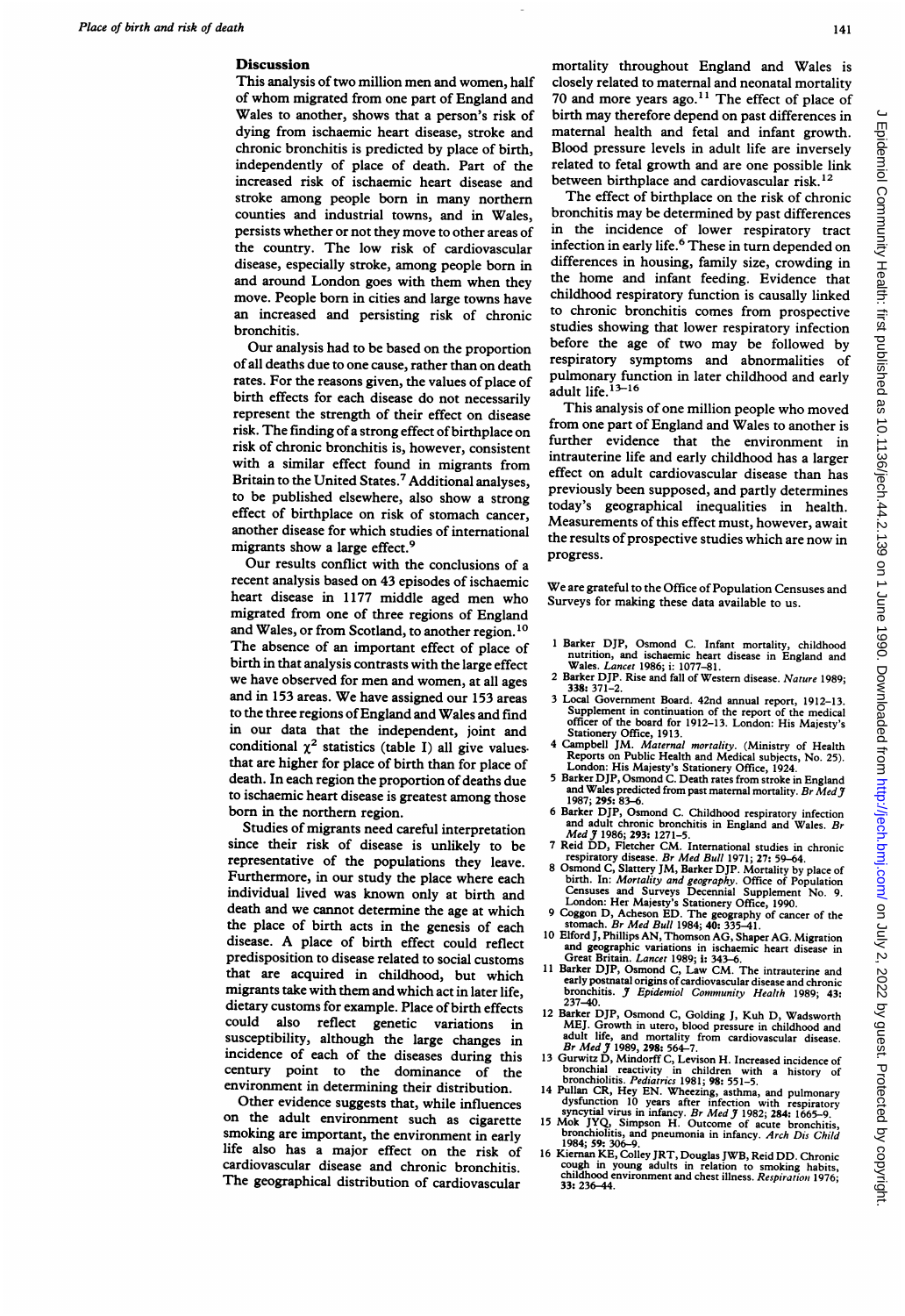## Discussion

This analysis of two million men and women, half of whom migrated from one part of England and Wales to another, shows that a person's risk of dying from ischaemic heart disease, stroke and chronic bronchitis is predicted by place of birth, independently of place of death. Part of the increased risk of ischaemic heart disease and stroke among people born in many northern counties and industrial towns, and in Wales, persists whether or not they move to other areas of the country. The low risk of cardiovascular disease, especially stroke, among people born in and around London goes with them when they move. People born in cities and large towns have an increased and persisting risk of chronic bronchitis.

Our analysis had to be based on the proportion of all deaths due to one cause, rather than on death rates. For the reasons given, the values of place of birth effects for each disease do not necessarily represent the strength of their effect on disease risk. The finding of a strong effect of birthplace on risk of chronic bronchitis is, however, consistent with a similar effect found in migrants from Britain to the United States.[7] Additional analyses, to be published elsewhere, also show a strong effect of birthplace on risk of stomach cancer, another disease for which studies of international migrants show a large effect.[9]

Our results conflict with the conclusions of a recent analysis based on 43 episodes of ischaemic heart disease in 1177 middle aged men who migrated from one of three regions of England and Wales, or from Scotland, to another region.[10] The absence of an important effect of place of birth in that analysis contrasts with the large effect we have observed for men and women, at all ages and in 153 areas. We have assigned our 153 areas to the three regions of England and Wales and find in our data that the independent, joint and conditional $\chi^2$ statistics (table I) all give values that are higher for place of birth than for place of death. In each region the proportion of deaths due to ischaemic heart disease is greatest among those born in the northern region.

Studies of migrants need careful interpretation since their risk of disease is unlikely to be representative of the populations they leave. Furthermore, in our study the place where each individual lived was known only at birth and death and we cannot determine the age at which the place of birth acts in the genesis of each disease. A place of birth effect could reflect predisposition to disease related to social customs that are acquired in childhood, but which migrants take with them and which act in later life, dietary customs for example. Place of birth effects could also reflect genetic variations in susceptibility, although the large changes in incidence of each of the diseases during this century point to the dominance of the environment in determining their distribution.

Other evidence suggests that, while influences on the adult environment such as cigarette smoking are important, the environment in early life also has a major effect on the risk of cardiovascular disease and chronic bronchitis. The geographical distribution of cardiovascular mortality throughout England and Wales is closely related to maternal and neonatal mortality 70 and more years ago.[11] The effect of place of birth may therefore depend on past differences in maternal health and fetal and infant growth. Blood pressure levels in adult life are inversely related to fetal growth and are one possible link between birthplace and cardiovascular risk.[12]

The effect of birthplace on the risk of chronic bronchitis may be determined by past differences in the incidence of lower respiratory tract infection in early life.[6] These in turn depended on differences in housing, family size, crowding in the home and infant feeding. Evidence that childhood respiratory function is causally linked to chronic bronchitis comes from prospective studies showing that lower respiratory infection before the age of two may be followed by respiratory symptoms and abnormalities of pulmonary function in later childhood and early adult life.[13-16]

This analysis of one million people who moved from one part of England and Wales to another is further evidence that the environment in intrauterine life and early childhood has a larger effect on adult cardiovascular disease than has previously been supposed, and partly determines today's geographical inequalities in health. Measurements of this effect must, however, await the results of prospective studies which are now in progress.

We are grateful to the Office of Population Censuses and Surveys for making these data available to us.

1. Barker DJP, Osmond C. Infant mortality, childhood nutrition, and ischaemic heart disease in England and Wales. *Lancet* 1986; i: 1077–81.
2. Barker DJP. Rise and fall of Western disease. *Nature* 1989; 338: 371–2.
3. Local Government Board. 42nd annual report, 1912–13. Supplement in continuation of the report of the medical officer of the board for 1912–13. London: His Majesty's Stationery Office, 1913.
4. Campbell JM. *Maternal mortality*. (Ministry of Health Reports on Public Health and Medical subjects, No. 25). London: His Majesty's Stationery Office, 1924.
5. Barker DJP, Osmond C. Death rates from stroke in England and Wales predicted from past maternal mortality. *Br Med J* 1987; 295: 83–6.
6. Barker DJP, Osmond C. Childhood respiratory infection and adult chronic bronchitis in England and Wales. *Br Med J* 1986; 293: 1271–5.
7. Reid DD, Fletcher CM. International studies in chronic respiratory disease. *Br Med Bull* 1971; 27: 59–64.
8. Osmond C, Slattery JM, Barker DJP. Mortality by place of birth. In: *Mortality and geography*. Office of Population Censuses and Surveys Decennial Supplement No. 9. London: Her Majesty's Stationery Office, 1990.
9. Coggon D, Acheson ED. The geography of cancer of the stomach. *Br Med Bull* 1984; 40: 335–41.
10. Elford J, Phillips AN, Thomson AG, Shaper AG. Migration and geographic variations in ischaemic heart disease in Great Britain. *Lancet* 1989; i: 343–6.
11. Barker DJP, Osmond C, Law CM. The intrauterine and early postnatal origins of cardiovascular disease and chronic bronchitis. *J Epidemiol Community Health* 1989; 43: 237–40.
12. Barker DJP, Osmond C, Golding J, Kuh D, Wadsworth MEJ. Growth in utero, blood pressure in childhood and adult life, and mortality from cardiovascular disease. *Br Med J* 1989; 298: 564–7.
13. Gurwitz D, Mindorff C, Levison H. Increased incidence of bronchial reactivity in children with a history of bronchiolitis. *Pediatrics* 1981; 98: 551–5.
14. Pullan CR, Hey EN. Wheezing, asthma, and pulmonary dysfunction 10 years after infection with respiratory syncytial virus in infancy. *Br Med J* 1982; 284: 1665–9.
15. Mok JYQ, Simpson H. Outcome of acute bronchitis, bronchiolitis, and pneumonia in infancy. *Arch Dis Child* 1984; 59: 306–9.
16. Kiernan KE, Colley JRT, Douglas JWB, Reid DD. Chronic cough in young adults in relation to smoking habits, childhood environment and chest illness. *Respiration* 1976; 33: 236–44.